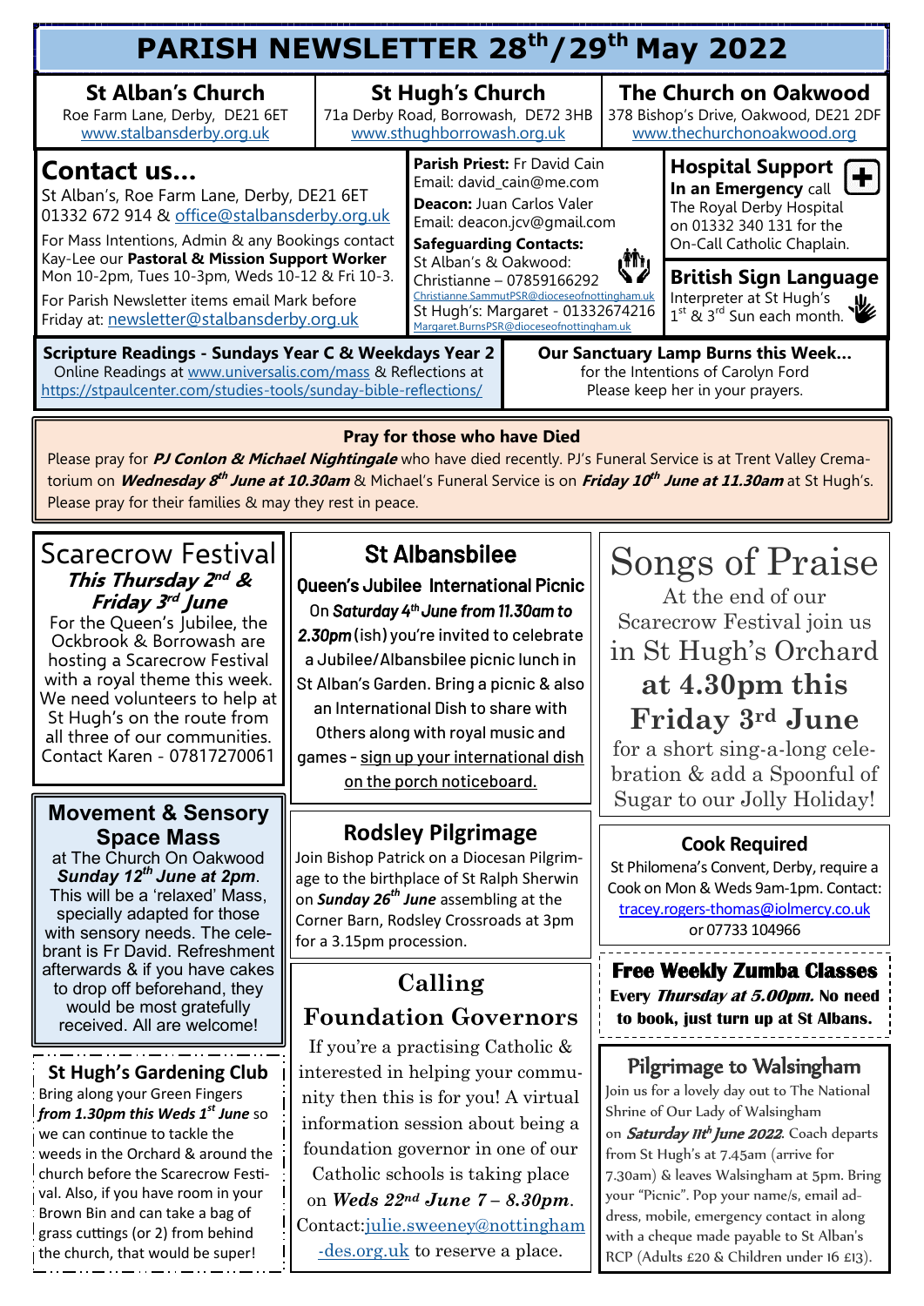# PARISH NEWSLETTER 28th/29th May 2022

**St Alban's Church**
Roe Farm Lane, Derby, DE21 6ET
www.stalbansderby.org.uk

**St Hugh's Church**
71a Derby Road, Borrowash, DE72 3HB
www.sthughborrowash.org.uk

**The Church on Oakwood**
378 Bishop's Drive, Oakwood, DE21 2DF
www.thechurchonoakwood.org

## Contact us...

St Alban's, Roe Farm Lane, Derby, DE21 6ET
01332 672 914 & office@stalbansderby.org.uk

For Mass Intentions, Admin & any Bookings contact Kay-Lee our **Pastoral & Mission Support Worker** Mon 10-2pm, Tues 10-3pm, Weds 10-12 & Fri 10-3.

For Parish Newsletter items email Mark before Friday at: newsletter@stalbansderby.org.uk

**Parish Priest:** Fr David Cain
Email: david_cain@me.com
**Deacon:** Juan Carlos Valer
Email: deacon.jcv@gmail.com
**Safeguarding Contacts:**
St Alban's & Oakwood:
Christianne – 07859166292
Christianne.SammutPSR@dioceseofnottingham.uk
St Hugh's: Margaret - 01332674216
Margaret.BurnsPSR@dioceseofnottingham.uk

**Hospital Support**
**In an Emergency** call The Royal Derby Hospital on 01332 340 131 for the On-Call Catholic Chaplain.

**British Sign Language**
Interpreter at St Hugh's 1st & 3rd Sun each month.

**Scripture Readings - Sundays Year C & Weekdays Year 2**
Online Readings at www.universalis.com/mass & Reflections at https://stpaulcenter.com/studies-tools/sunday-bible-reflections/

**Our Sanctuary Lamp Burns this Week...**
for the Intentions of Carolyn Ford
Please keep her in your prayers.

### Pray for those who have Died

Please pray for ***PJ Conlon & Michael Nightingale*** who have died recently. PJ's Funeral Service is at Trent Valley Crematorium on ***Wednesday 8th June at 10.30am*** & Michael's Funeral Service is on ***Friday 10th June at 11.30am*** at St Hugh's. Please pray for their families & may they rest in peace.

## Scarecrow Festival

***This Thursday 2nd & Friday 3rd June***

For the Queen's Jubilee, the Ockbrook & Borrowash are hosting a Scarecrow Festival with a royal theme this week. We need volunteers to help at St Hugh's on the route from all three of our communities. Contact Karen - 07817270061

## Movement & Sensory Space Mass

at The Church On Oakwood ***Sunday 12th June at 2pm***. This will be a 'relaxed' Mass, specially adapted for those with sensory needs. The celebrant is Fr David. Refreshment afterwards & if you have cakes to drop off beforehand, they would be most gratefully received. All are welcome!

## St Hugh's Gardening Club

Bring along your Green Fingers ***from 1.30pm this Weds 1st June*** so we can continue to tackle the weeds in the Orchard & around the church before the Scarecrow Festival. Also, if you have room in your Brown Bin and can take a bag of grass cuttings (or 2) from behind the church, that would be super!

## St Albansbilee

**Queen's Jubilee International Picnic**

On ***Saturday 4th June from 11.30am to 2.30pm*** (ish) you're invited to celebrate a Jubilee/Albansbilee picnic lunch in St Alban's Garden. Bring a picnic & also an International Dish to share with Others along with royal music and games - sign up your international dish on the porch noticeboard.

## Rodsley Pilgrimage

Join Bishop Patrick on a Diocesan Pilgrimage to the birthplace of St Ralph Sherwin on ***Sunday 26th June*** assembling at the Corner Barn, Rodsley Crossroads at 3pm for a 3.15pm procession.

## Calling Foundation Governors

If you're a practising Catholic & interested in helping your community then this is for you! A virtual information session about being a foundation governor in one of our Catholic schools is taking place on ***Weds 22nd June 7 – 8.30pm***. Contact: julie.sweeney@nottingham-des.org.uk to reserve a place.

## Songs of Praise

At the end of our Scarecrow Festival join us in St Hugh's Orchard **at 4.30pm this Friday 3rd June** for a short sing-a-long celebration & add a Spoonful of Sugar to our Jolly Holiday!

## Cook Required

St Philomena's Convent, Derby, require a Cook on Mon & Weds 9am-1pm. Contact: tracey.rogers-thomas@iolmercy.co.uk or 07733 104966

## Free Weekly Zumba Classes

**Every *Thursday at 5.00pm.* No need to book, just turn up at St Albans.**

## Pilgrimage to Walsingham

Join us for a lovely day out to The National Shrine of Our Lady of Walsingham on ***Saturday 11th June 2022***. Coach departs from St Hugh's at 7.45am (arrive for 7.30am) & leaves Walsingham at 5pm. Bring your "Picnic". Pop your name/s, email address, mobile, emergency contact in along with a cheque made payable to St Alban's RCP (Adults £20 & Children under 16 £13).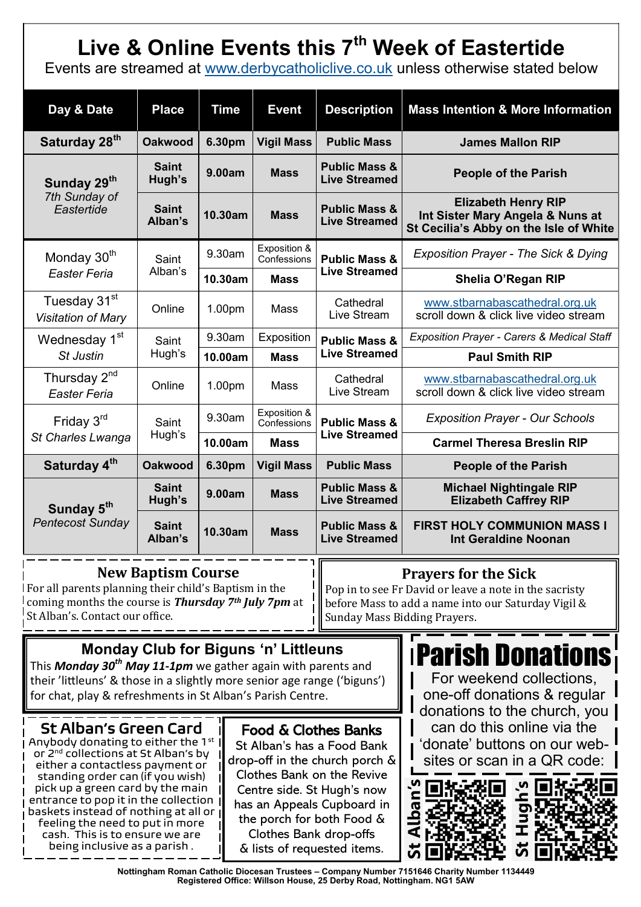# Live & Online Events this 7th Week of Eastertide

Events are streamed at www.derbycatholiclive.co.uk unless otherwise stated below

| Day & Date | Place | Time | Event | Description | Mass Intention & More Information |
|---|---|---|---|---|---|
| **Saturday 28th** | **Oakwood** | **6.30pm** | **Vigil Mass** | **Public Mass** | **James Mallon RIP** |
| **Sunday 29th** *7th Sunday of Eastertide* | **Saint Hugh's** | **9.00am** | **Mass** | **Public Mass & Live Streamed** | **People of the Parish** |
| | **Saint Alban's** | **10.30am** | **Mass** | **Public Mass & Live Streamed** | **Elizabeth Henry RIP Int Sister Mary Angela & Nuns at St Cecilia's Abby on the Isle of White** |
| Monday 30th *Easter Feria* | Saint Alban's | 9.30am | Exposition & Confessions | **Public Mass & Live Streamed** | *Exposition Prayer - The Sick & Dying* |
| | | **10.30am** | **Mass** | | **Shelia O'Regan RIP** |
| Tuesday 31st *Visitation of Mary* | Online | 1.00pm | Mass | Cathedral Live Stream | www.stbarnabascathedral.org.uk scroll down & click live video stream |
| Wednesday 1st *St Justin* | Saint Hugh's | 9.30am | Exposition | **Public Mass & Live Streamed** | *Exposition Prayer - Carers & Medical Staff* |
| | | **10.00am** | **Mass** | | **Paul Smith RIP** |
| Thursday 2nd *Easter Feria* | Online | 1.00pm | Mass | Cathedral Live Stream | www.stbarnabascathedral.org.uk scroll down & click live video stream |
| Friday 3rd *St Charles Lwanga* | Saint Hugh's | 9.30am | Exposition & Confessions | **Public Mass & Live Streamed** | *Exposition Prayer - Our Schools* |
| | | **10.00am** | **Mass** | | **Carmel Theresa Breslin RIP** |
| **Saturday 4th** | **Oakwood** | **6.30pm** | **Vigil Mass** | **Public Mass** | **People of the Parish** |
| **Sunday 5th** *Pentecost Sunday* | **Saint Hugh's** | **9.00am** | **Mass** | **Public Mass & Live Streamed** | **Michael Nightingale RIP Elizabeth Caffrey RIP** |
| | **Saint Alban's** | **10.30am** | **Mass** | **Public Mass & Live Streamed** | **FIRST HOLY COMMUNION MASS I Int Geraldine Noonan** |

## New Baptism Course

For all parents planning their child's Baptism in the coming months the course is ***Thursday 7th July 7pm*** at St Alban's. Contact our office.

## Prayers for the Sick

Pop in to see Fr David or leave a note in the sacristy before Mass to add a name into our Saturday Vigil & Sunday Mass Bidding Prayers.

## Monday Club for Biguns 'n' Littleuns

This ***Monday 30th May 11-1pm*** we gather again with parents and their 'littleuns' & those in a slightly more senior age range ('biguns') for chat, play & refreshments in St Alban's Parish Centre.

## St Alban's Green Card

Anybody donating to either the 1st or 2nd collections at St Alban's by either a contactless payment or standing order can (if you wish) pick up a green card by the main entrance to pop it in the collection baskets instead of nothing at all or feeling the need to put in more cash. This is to ensure we are being inclusive as a parish .

## Food & Clothes Banks

St Alban's has a Food Bank drop-off in the church porch & Clothes Bank on the Revive Centre side. St Hugh's now has an Appeals Cupboard in the porch for both Food & Clothes Bank drop-offs & lists of requested items.

## Parish Donations

For weekend collections, one-off donations & regular donations to the church, you can do this online via the 'donate' buttons on our websites or scan in a QR code:

St Alban's

St Hugh's

Nottingham Roman Catholic Diocesan Trustees – Company Number 7151646 Charity Number 1134449
Registered Office: Willson House, 25 Derby Road, Nottingham. NG1 5AW